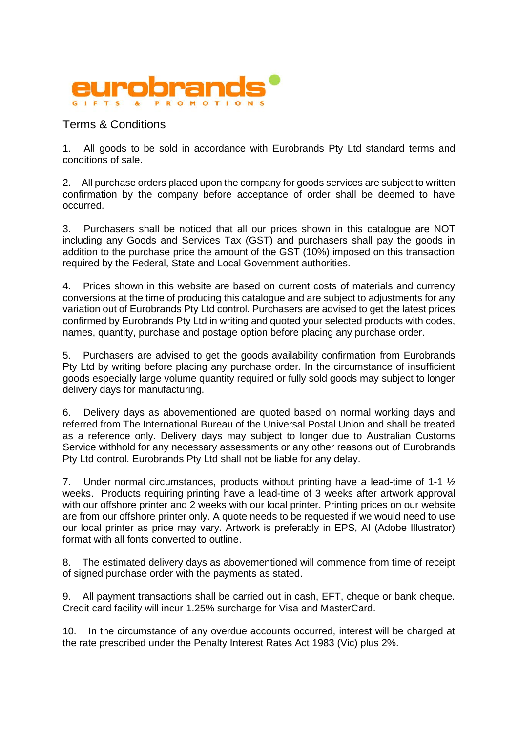eurobrands

GIFTS & PROMOTIONS

# Terms & Conditions

1. All goods to be sold in accordance with Eurobrands Pty Ltd standard terms and conditions of sale.

2. All purchase orders placed upon the company for goods services are subject to written confirmation by the company before acceptance of order shall be deemed to have occurred.

3. Purchasers shall be noticed that all our prices shown in this catalogue are NOT including any Goods and Services Tax (GST) and purchasers shall pay the goods in addition to the purchase price the amount of the GST (10%) imposed on this transaction required by the Federal, State and Local Government authorities.

4. Prices shown in this website are based on current costs of materials and currency conversions at the time of producing this catalogue and are subject to adjustments for any variation out of Eurobrands Pty Ltd control. Purchasers are advised to get the latest prices confirmed by Eurobrands Pty Ltd in writing and quoted your selected products with codes, names, quantity, purchase and postage option before placing any purchase order.

5. Purchasers are advised to get the goods availability confirmation from Eurobrands Pty Ltd by writing before placing any purchase order. In the circumstance of insufficient goods especially large volume quantity required or fully sold goods may subject to longer delivery days for manufacturing.

6. Delivery days as abovementioned are quoted based on normal working days and referred from The International Bureau of the Universal Postal Union and shall be treated as a reference only. Delivery days may subject to longer due to Australian Customs Service withhold for any necessary assessments or any other reasons out of Eurobrands Pty Ltd control. Eurobrands Pty Ltd shall not be liable for any delay.

7. Under normal circumstances, products without printing have a lead-time of 1-1 ½ weeks. Products requiring printing have a lead-time of 3 weeks after artwork approval with our offshore printer and 2 weeks with our local printer. Printing prices on our website are from our offshore printer only. A quote needs to be requested if we would need to use our local printer as price may vary. Artwork is preferably in EPS, AI (Adobe Illustrator) format with all fonts converted to outline.

8. The estimated delivery days as abovementioned will commence from time of receipt of signed purchase order with the payments as stated.

9. All payment transactions shall be carried out in cash, EFT, cheque or bank cheque. Credit card facility will incur 1.25% surcharge for Visa and MasterCard.

10. In the circumstance of any overdue accounts occurred, interest will be charged at the rate prescribed under the Penalty Interest Rates Act 1983 (Vic) plus 2%.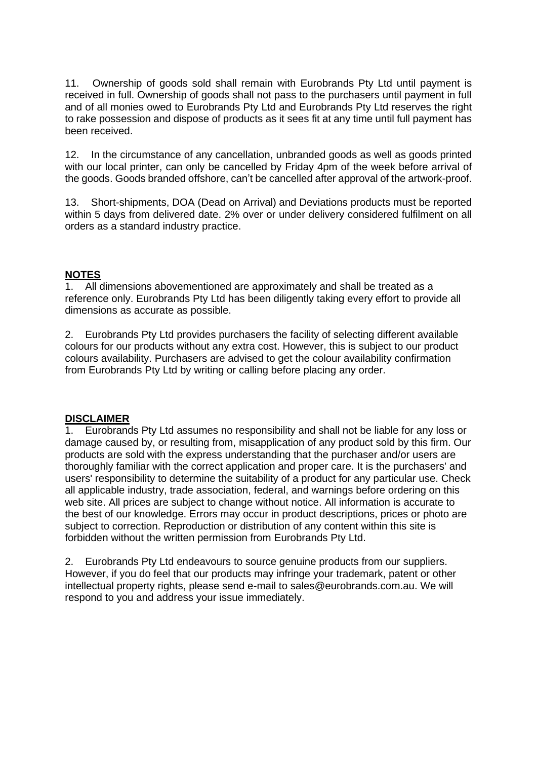11. Ownership of goods sold shall remain with Eurobrands Pty Ltd until payment is received in full. Ownership of goods shall not pass to the purchasers until payment in full and of all monies owed to Eurobrands Pty Ltd and Eurobrands Pty Ltd reserves the right to rake possession and dispose of products as it sees fit at any time until full payment has been received.

12. In the circumstance of any cancellation, unbranded goods as well as goods printed with our local printer, can only be cancelled by Friday 4pm of the week before arrival of the goods. Goods branded offshore, can't be cancelled after approval of the artwork-proof.

13. Short-shipments, DOA (Dead on Arrival) and Deviations products must be reported within 5 days from delivered date. 2% over or under delivery considered fulfilment on all orders as a standard industry practice.

**NOTES**

1. All dimensions abovementioned are approximately and shall be treated as a reference only. Eurobrands Pty Ltd has been diligently taking every effort to provide all dimensions as accurate as possible.

2. Eurobrands Pty Ltd provides purchasers the facility of selecting different available colours for our products without any extra cost. However, this is subject to our product colours availability. Purchasers are advised to get the colour availability confirmation from Eurobrands Pty Ltd by writing or calling before placing any order.

**DISCLAIMER**

1. Eurobrands Pty Ltd assumes no responsibility and shall not be liable for any loss or damage caused by, or resulting from, misapplication of any product sold by this firm. Our products are sold with the express understanding that the purchaser and/or users are thoroughly familiar with the correct application and proper care. It is the purchasers' and users' responsibility to determine the suitability of a product for any particular use. Check all applicable industry, trade association, federal, and warnings before ordering on this web site. All prices are subject to change without notice. All information is accurate to the best of our knowledge. Errors may occur in product descriptions, prices or photo are subject to correction. Reproduction or distribution of any content within this site is forbidden without the written permission from Eurobrands Pty Ltd.

2. Eurobrands Pty Ltd endeavours to source genuine products from our suppliers. However, if you do feel that our products may infringe your trademark, patent or other intellectual property rights, please send e-mail to sales@eurobrands.com.au. We will respond to you and address your issue immediately.